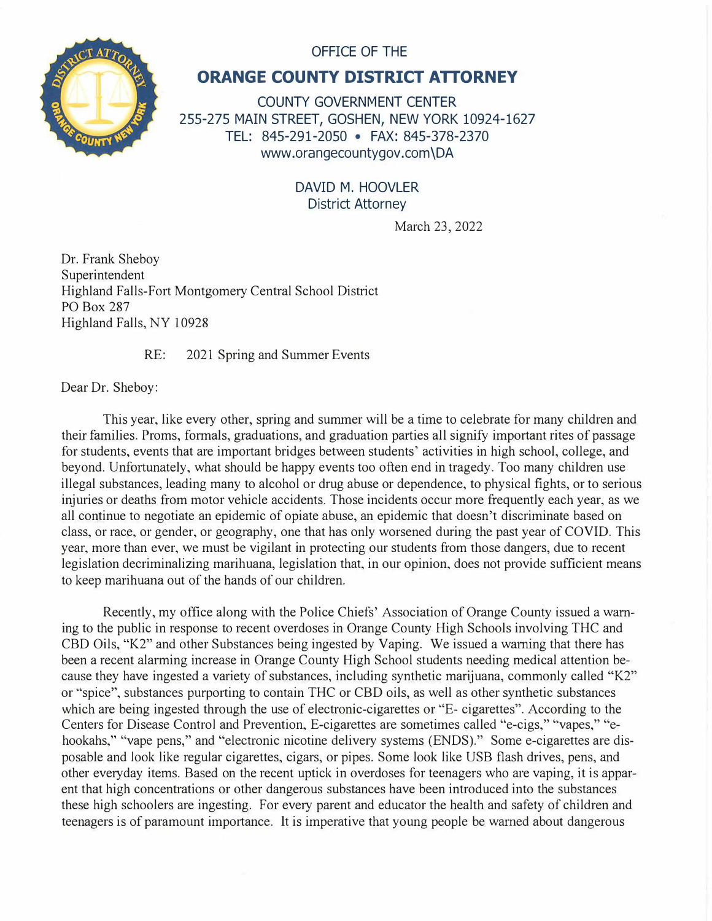OFFICE OF THE

# ORANGE COUNTY DISTRICT ATTORNEY

COUNTY GOVERNMENT CENTER
255-275 MAIN STREET, GOSHEN, NEW YORK 10924-1627
TEL: 845-291-2050 • FAX: 845-378-2370
www.orangecountygov.com\DA

DAVID M. HOOVLER
District Attorney

March 23, 2022

Dr. Frank Sheboy
Superintendent
Highland Falls-Fort Montgomery Central School District
PO Box 287
Highland Falls, NY 10928

RE: 2021 Spring and Summer Events

Dear Dr. Sheboy:

This year, like every other, spring and summer will be a time to celebrate for many children and their families. Proms, formals, graduations, and graduation parties all signify important rites of passage for students, events that are important bridges between students' activities in high school, college, and beyond. Unfortunately, what should be happy events too often end in tragedy. Too many children use illegal substances, leading many to alcohol or drug abuse or dependence, to physical fights, or to serious injuries or deaths from motor vehicle accidents. Those incidents occur more frequently each year, as we all continue to negotiate an epidemic of opiate abuse, an epidemic that doesn't discriminate based on class, or race, or gender, or geography, one that has only worsened during the past year of COVID. This year, more than ever, we must be vigilant in protecting our students from those dangers, due to recent legislation decriminalizing marihuana, legislation that, in our opinion, does not provide sufficient means to keep marihuana out of the hands of our children.

Recently, my office along with the Police Chiefs' Association of Orange County issued a warning to the public in response to recent overdoses in Orange County High Schools involving THC and CBD Oils, "K2" and other Substances being ingested by Vaping. We issued a warning that there has been a recent alarming increase in Orange County High School students needing medical attention because they have ingested a variety of substances, including synthetic marijuana, commonly called "K2" or "spice", substances purporting to contain THC or CBD oils, as well as other synthetic substances which are being ingested through the use of electronic-cigarettes or "E- cigarettes". According to the Centers for Disease Control and Prevention, E-cigarettes are sometimes called "e-cigs," "vapes," "e-hookahs," "vape pens," and "electronic nicotine delivery systems (ENDS)." Some e-cigarettes are disposable and look like regular cigarettes, cigars, or pipes. Some look like USB flash drives, pens, and other everyday items. Based on the recent uptick in overdoses for teenagers who are vaping, it is apparent that high concentrations or other dangerous substances have been introduced into the substances these high schoolers are ingesting. For every parent and educator the health and safety of children and teenagers is of paramount importance. It is imperative that young people be warned about dangerous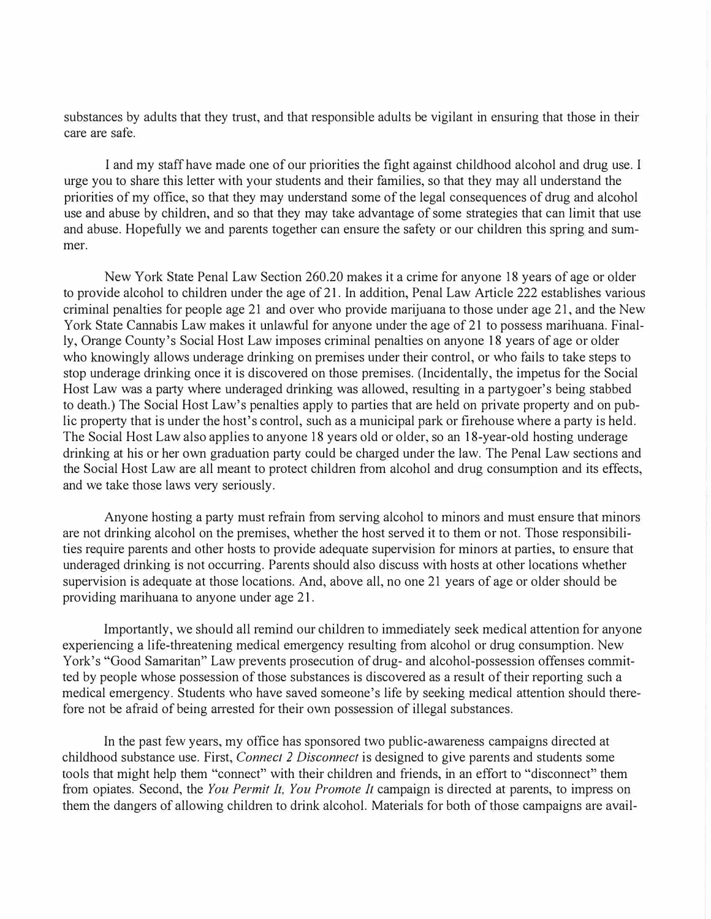substances by adults that they trust, and that responsible adults be vigilant in ensuring that those in their care are safe.

I and my staff have made one of our priorities the fight against childhood alcohol and drug use. I urge you to share this letter with your students and their families, so that they may all understand the priorities of my office, so that they may understand some of the legal consequences of drug and alcohol use and abuse by children, and so that they may take advantage of some strategies that can limit that use and abuse. Hopefully we and parents together can ensure the safety or our children this spring and summer.

New York State Penal Law Section 260.20 makes it a crime for anyone 18 years of age or older to provide alcohol to children under the age of 21. In addition, Penal Law Article 222 establishes various criminal penalties for people age 21 and over who provide marijuana to those under age 21, and the New York State Cannabis Law makes it unlawful for anyone under the age of 21 to possess marihuana. Finally, Orange County's Social Host Law imposes criminal penalties on anyone 18 years of age or older who knowingly allows underage drinking on premises under their control, or who fails to take steps to stop underage drinking once it is discovered on those premises. (Incidentally, the impetus for the Social Host Law was a party where underaged drinking was allowed, resulting in a partygoer's being stabbed to death.) The Social Host Law's penalties apply to parties that are held on private property and on public property that is under the host's control, such as a municipal park or firehouse where a party is held. The Social Host Law also applies to anyone 18 years old or older, so an 18-year-old hosting underage drinking at his or her own graduation party could be charged under the law. The Penal Law sections and the Social Host Law are all meant to protect children from alcohol and drug consumption and its effects, and we take those laws very seriously.

Anyone hosting a party must refrain from serving alcohol to minors and must ensure that minors are not drinking alcohol on the premises, whether the host served it to them or not. Those responsibilities require parents and other hosts to provide adequate supervision for minors at parties, to ensure that underaged drinking is not occurring. Parents should also discuss with hosts at other locations whether supervision is adequate at those locations. And, above all, no one 21 years of age or older should be providing marihuana to anyone under age 21.

Importantly, we should all remind our children to immediately seek medical attention for anyone experiencing a life-threatening medical emergency resulting from alcohol or drug consumption. New York's "Good Samaritan" Law prevents prosecution of drug- and alcohol-possession offenses committed by people whose possession of those substances is discovered as a result of their reporting such a medical emergency. Students who have saved someone's life by seeking medical attention should therefore not be afraid of being arrested for their own possession of illegal substances.

In the past few years, my office has sponsored two public-awareness campaigns directed at childhood substance use. First, *Connect 2 Disconnect* is designed to give parents and students some tools that might help them "connect" with their children and friends, in an effort to "disconnect" them from opiates. Second, the *You Permit It, You Promote It* campaign is directed at parents, to impress on them the dangers of allowing children to drink alcohol. Materials for both of those campaigns are avail-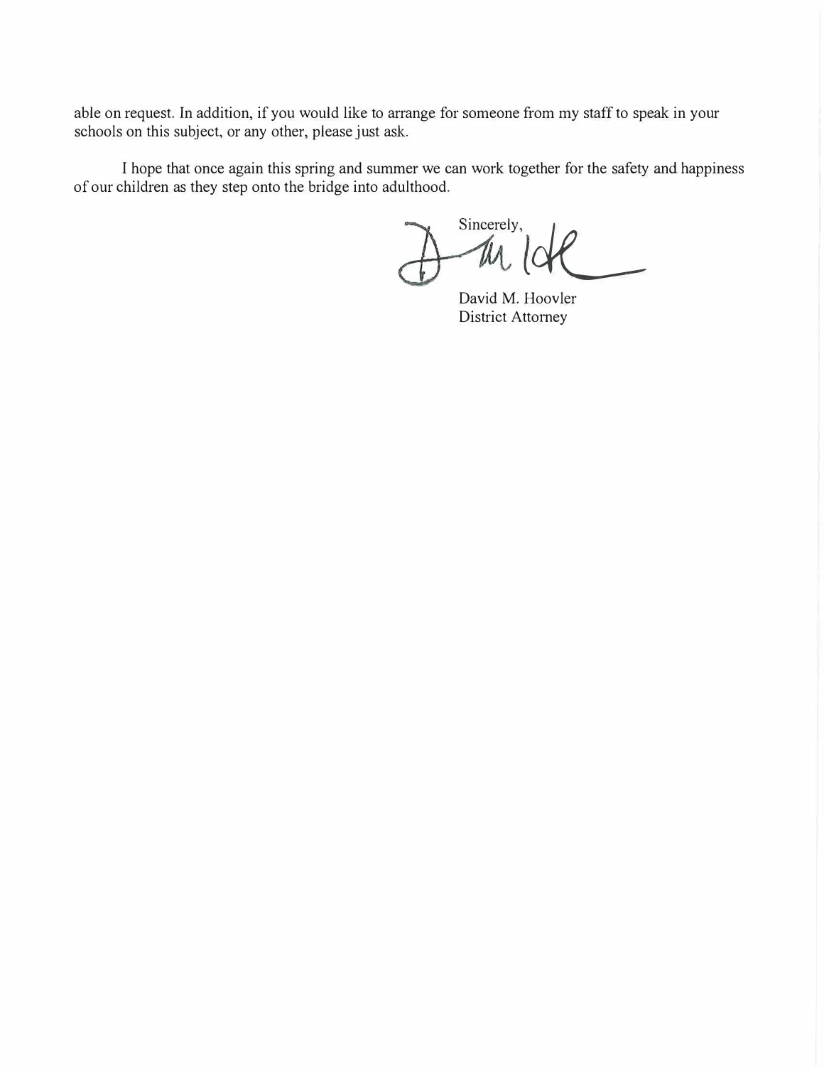able on request. In addition, if you would like to arrange for someone from my staff to speak in your schools on this subject, or any other, please just ask.

I hope that once again this spring and summer we can work together for the safety and happiness of our children as they step onto the bridge into adulthood.

Sincerely,

David M. Hoovler
District Attorney